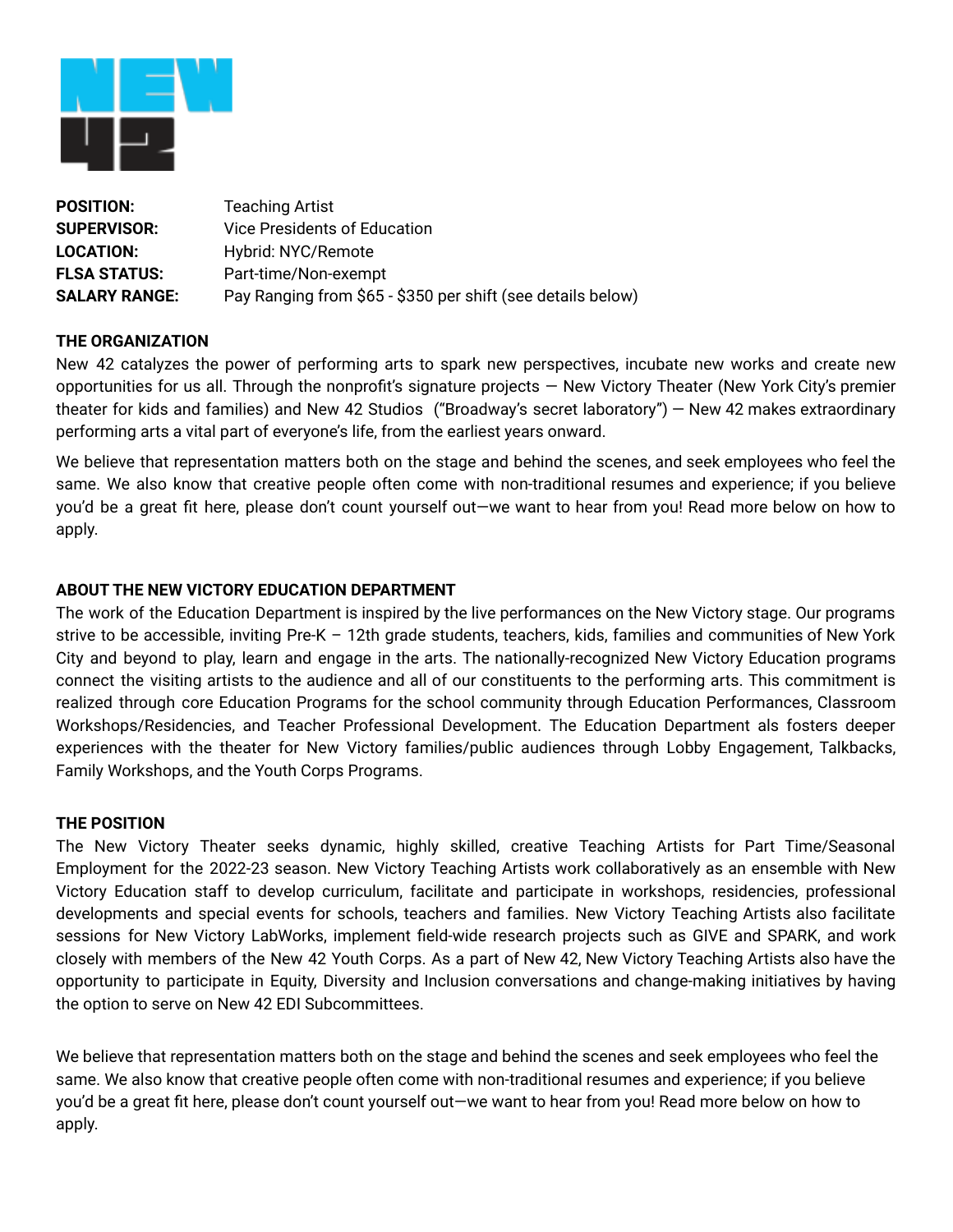**POSITION:** Teaching Artist
**SUPERVISOR:** Vice Presidents of Education
**LOCATION:** Hybrid: NYC/Remote
**FLSA STATUS:** Part-time/Non-exempt
**SALARY RANGE:** Pay Ranging from $65 - $350 per shift (see details below)

**THE ORGANIZATION**

New 42 catalyzes the power of performing arts to spark new perspectives, incubate new works and create new opportunities for us all. Through the nonprofit's signature projects — New Victory Theater (New York City's premier theater for kids and families) and New 42 Studios ("Broadway's secret laboratory") — New 42 makes extraordinary performing arts a vital part of everyone's life, from the earliest years onward.

We believe that representation matters both on the stage and behind the scenes, and seek employees who feel the same. We also know that creative people often come with non-traditional resumes and experience; if you believe you'd be a great fit here, please don't count yourself out—we want to hear from you! Read more below on how to apply.

**ABOUT THE NEW VICTORY EDUCATION DEPARTMENT**

The work of the Education Department is inspired by the live performances on the New Victory stage. Our programs strive to be accessible, inviting Pre-K – 12th grade students, teachers, kids, families and communities of New York City and beyond to play, learn and engage in the arts. The nationally-recognized New Victory Education programs connect the visiting artists to the audience and all of our constituents to the performing arts. This commitment is realized through core Education Programs for the school community through Education Performances, Classroom Workshops/Residencies, and Teacher Professional Development. The Education Department als fosters deeper experiences with the theater for New Victory families/public audiences through Lobby Engagement, Talkbacks, Family Workshops, and the Youth Corps Programs.

**THE POSITION**

The New Victory Theater seeks dynamic, highly skilled, creative Teaching Artists for Part Time/Seasonal Employment for the 2022-23 season. New Victory Teaching Artists work collaboratively as an ensemble with New Victory Education staff to develop curriculum, facilitate and participate in workshops, residencies, professional developments and special events for schools, teachers and families. New Victory Teaching Artists also facilitate sessions for New Victory LabWorks, implement field-wide research projects such as GIVE and SPARK, and work closely with members of the New 42 Youth Corps. As a part of New 42, New Victory Teaching Artists also have the opportunity to participate in Equity, Diversity and Inclusion conversations and change-making initiatives by having the option to serve on New 42 EDI Subcommittees.

We believe that representation matters both on the stage and behind the scenes and seek employees who feel the same. We also know that creative people often come with non-traditional resumes and experience; if you believe you'd be a great fit here, please don't count yourself out—we want to hear from you! Read more below on how to apply.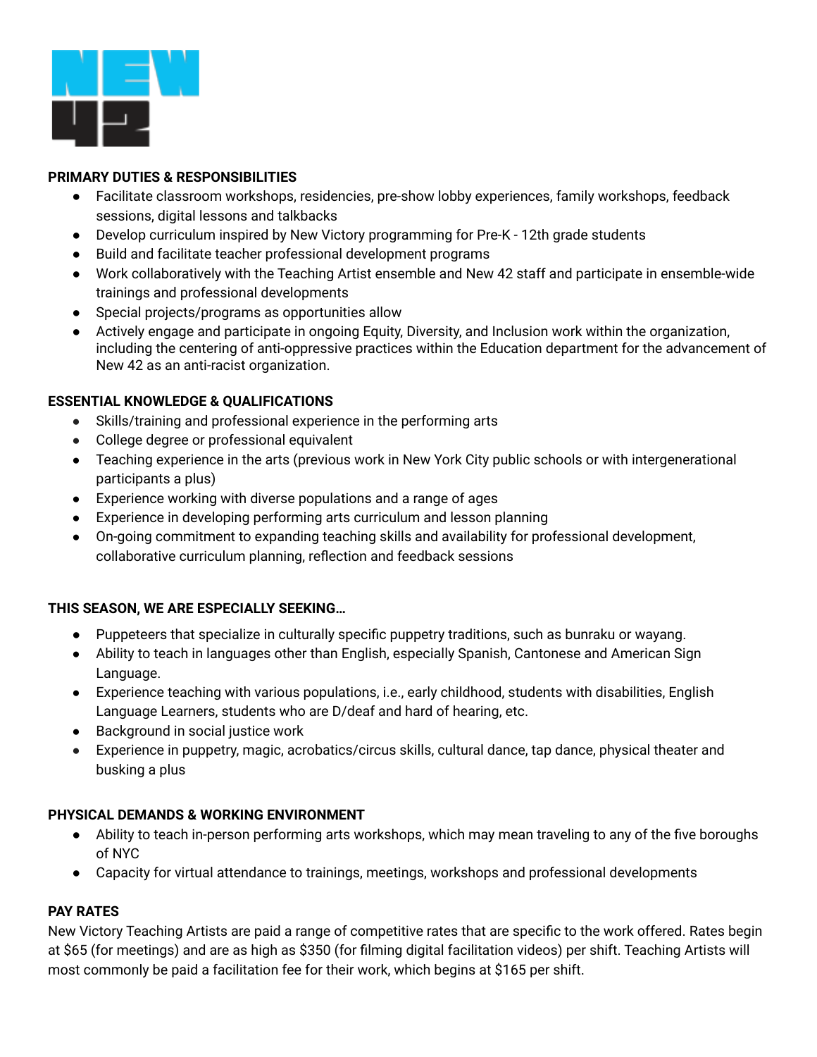**PRIMARY DUTIES & RESPONSIBILITIES**

- Facilitate classroom workshops, residencies, pre-show lobby experiences, family workshops, feedback sessions, digital lessons and talkbacks
- Develop curriculum inspired by New Victory programming for Pre-K - 12th grade students
- Build and facilitate teacher professional development programs
- Work collaboratively with the Teaching Artist ensemble and New 42 staff and participate in ensemble-wide trainings and professional developments
- Special projects/programs as opportunities allow
- Actively engage and participate in ongoing Equity, Diversity, and Inclusion work within the organization, including the centering of anti-oppressive practices within the Education department for the advancement of New 42 as an anti-racist organization.

**ESSENTIAL KNOWLEDGE & QUALIFICATIONS**

- Skills/training and professional experience in the performing arts
- College degree or professional equivalent
- Teaching experience in the arts (previous work in New York City public schools or with intergenerational participants a plus)
- Experience working with diverse populations and a range of ages
- Experience in developing performing arts curriculum and lesson planning
- On-going commitment to expanding teaching skills and availability for professional development, collaborative curriculum planning, reflection and feedback sessions

**THIS SEASON, WE ARE ESPECIALLY SEEKING…**

- Puppeteers that specialize in culturally specific puppetry traditions, such as bunraku or wayang.
- Ability to teach in languages other than English, especially Spanish, Cantonese and American Sign Language.
- Experience teaching with various populations, i.e., early childhood, students with disabilities, English Language Learners, students who are D/deaf and hard of hearing, etc.
- Background in social justice work
- Experience in puppetry, magic, acrobatics/circus skills, cultural dance, tap dance, physical theater and busking a plus

**PHYSICAL DEMANDS & WORKING ENVIRONMENT**

- Ability to teach in-person performing arts workshops, which may mean traveling to any of the five boroughs of NYC
- Capacity for virtual attendance to trainings, meetings, workshops and professional developments

**PAY RATES**

New Victory Teaching Artists are paid a range of competitive rates that are specific to the work offered. Rates begin at $65 (for meetings) and are as high as $350 (for filming digital facilitation videos) per shift. Teaching Artists will most commonly be paid a facilitation fee for their work, which begins at $165 per shift.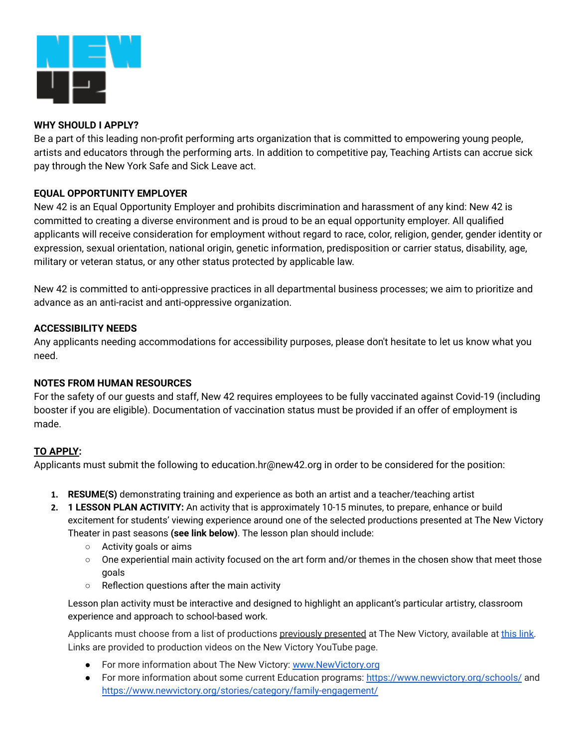**WHY SHOULD I APPLY?**

Be a part of this leading non-profit performing arts organization that is committed to empowering young people, artists and educators through the performing arts. In addition to competitive pay, Teaching Artists can accrue sick pay through the New York Safe and Sick Leave act.

**EQUAL OPPORTUNITY EMPLOYER**

New 42 is an Equal Opportunity Employer and prohibits discrimination and harassment of any kind: New 42 is committed to creating a diverse environment and is proud to be an equal opportunity employer. All qualified applicants will receive consideration for employment without regard to race, color, religion, gender, gender identity or expression, sexual orientation, national origin, genetic information, predisposition or carrier status, disability, age, military or veteran status, or any other status protected by applicable law.

New 42 is committed to anti-oppressive practices in all departmental business processes; we aim to prioritize and advance as an anti-racist and anti-oppressive organization.

**ACCESSIBILITY NEEDS**

Any applicants needing accommodations for accessibility purposes, please don't hesitate to let us know what you need.

**NOTES FROM HUMAN RESOURCES**

For the safety of our guests and staff, New 42 requires employees to be fully vaccinated against Covid-19 (including booster if you are eligible). Documentation of vaccination status must be provided if an offer of employment is made.

**TO APPLY:**

Applicants must submit the following to education.hr@new42.org in order to be considered for the position:

1. **RESUME(S)** demonstrating training and experience as both an artist and a teacher/teaching artist
2. **1 LESSON PLAN ACTIVITY:** An activity that is approximately 10-15 minutes, to prepare, enhance or build excitement for students' viewing experience around one of the selected productions presented at The New Victory Theater in past seasons **(see link below)**. The lesson plan should include:
   - Activity goals or aims
   - One experiential main activity focused on the art form and/or themes in the chosen show that meet those goals
   - Reflection questions after the main activity

   Lesson plan activity must be interactive and designed to highlight an applicant's particular artistry, classroom experience and approach to school-based work.

   Applicants must choose from a list of productions previously presented at The New Victory, available at this link. Links are provided to production videos on the New Victory YouTube page.

   - For more information about The New Victory: www.NewVictory.org
   - For more information about some current Education programs: https://www.newvictory.org/schools/ and https://www.newvictory.org/stories/category/family-engagement/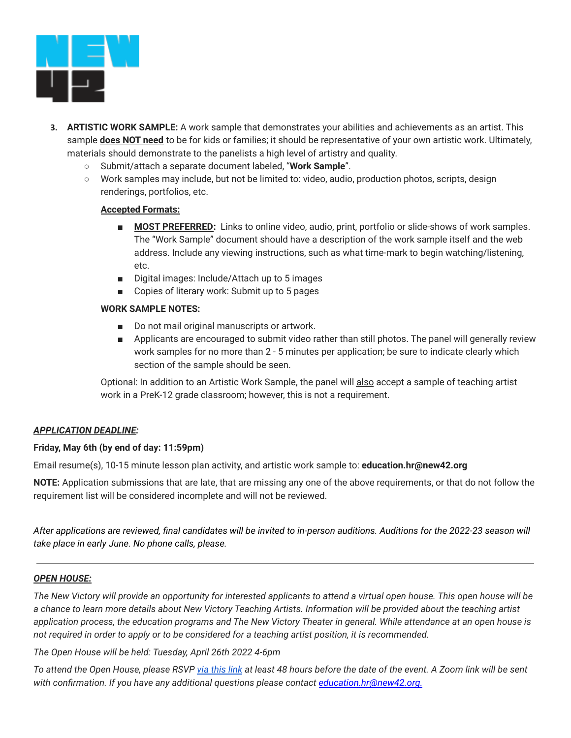3. **ARTISTIC WORK SAMPLE:** A work sample that demonstrates your abilities and achievements as an artist. This sample **does NOT need** to be for kids or families; it should be representative of your own artistic work. Ultimately, materials should demonstrate to the panelists a high level of artistry and quality.
   - Submit/attach a separate document labeled, "**Work Sample**".
   - Work samples may include, but not be limited to: video, audio, production photos, scripts, design renderings, portfolios, etc.

     **Accepted Formats:**

     - **MOST PREFERRED:** Links to online video, audio, print, portfolio or slide-shows of work samples. The "Work Sample" document should have a description of the work sample itself and the web address. Include any viewing instructions, such as what time-mark to begin watching/listening, etc.
     - Digital images: Include/Attach up to 5 images
     - Copies of literary work: Submit up to 5 pages

     **WORK SAMPLE NOTES:**

     - Do not mail original manuscripts or artwork.
     - Applicants are encouraged to submit video rather than still photos. The panel will generally review work samples for no more than 2 - 5 minutes per application; be sure to indicate clearly which section of the sample should be seen.

     Optional: In addition to an Artistic Work Sample, the panel will also accept a sample of teaching artist work in a PreK-12 grade classroom; however, this is not a requirement.

***APPLICATION DEADLINE:***

**Friday, May 6th (by end of day: 11:59pm)**

Email resume(s), 10-15 minute lesson plan activity, and artistic work sample to: **education.hr@new42.org**

**NOTE:** Application submissions that are late, that are missing any one of the above requirements, or that do not follow the requirement list will be considered incomplete and will not be reviewed.

*After applications are reviewed, final candidates will be invited to in-person auditions. Auditions for the 2022-23 season will take place in early June. No phone calls, please.*

---

***OPEN HOUSE:***

*The New Victory will provide an opportunity for interested applicants to attend a virtual open house. This open house will be a chance to learn more details about New Victory Teaching Artists. Information will be provided about the teaching artist application process, the education programs and The New Victory Theater in general. While attendance at an open house is not required in order to apply or to be considered for a teaching artist position, it is recommended.*

*The Open House will be held: Tuesday, April 26th 2022 4-6pm*

*To attend the Open House, please RSVP via this link at least 48 hours before the date of the event. A Zoom link will be sent with confirmation. If you have any additional questions please contact education.hr@new42.org.*